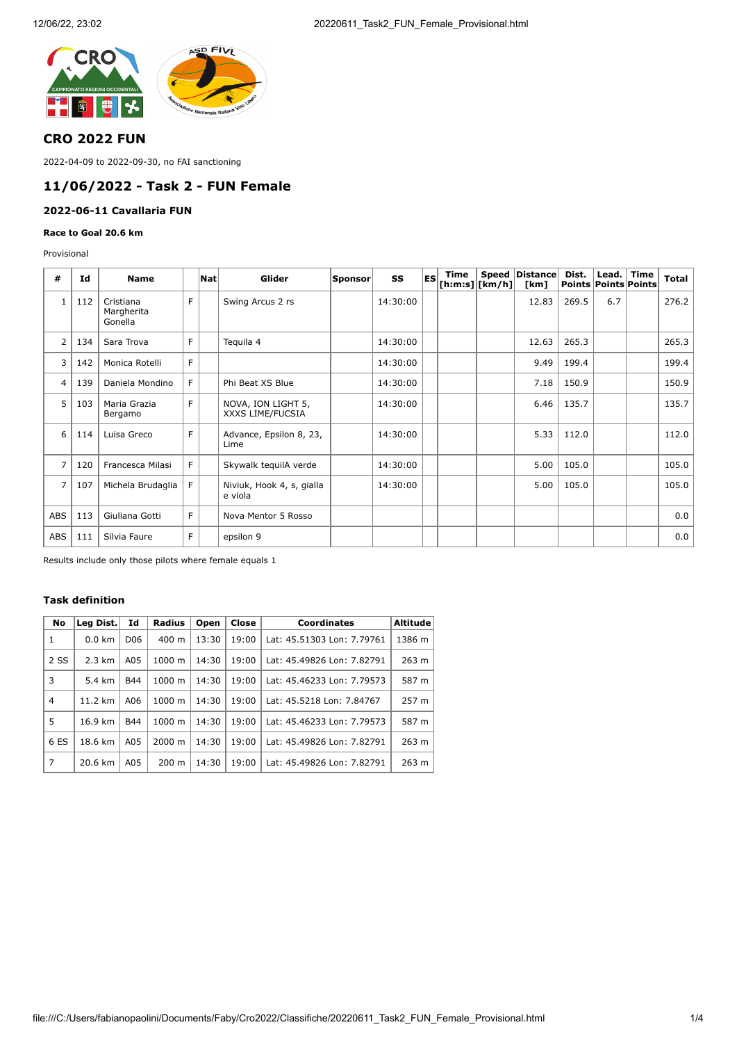## CRO 2022 FUN

2022-04-09 to 2022-09-30, no FAI sanctioning

## 11/06/2022 - Task 2 - FUN Female

### 2022-06-11 Cavallaria FUN

#### Race to Goal 20.6 km

Provisional

| # | Id | Name | | Nat | Glider | Sponsor | SS | ES | Time [h:m:s] | Speed [km/h] | Distance [km] | Dist. Points | Lead. Points | Time Points | Total |
|---|---|---|---|---|---|---|---|---|---|---|---|---|---|---|---|
| 1 | 112 | Cristiana Margherita Gonella | F | | Swing Arcus 2 rs | | 14:30:00 | | | | 12.83 | 269.5 | 6.7 | | 276.2 |
| 2 | 134 | Sara Trova | F | | Tequila 4 | | 14:30:00 | | | | 12.63 | 265.3 | | | 265.3 |
| 3 | 142 | Monica Rotelli | F | | | | 14:30:00 | | | | 9.49 | 199.4 | | | 199.4 |
| 4 | 139 | Daniela Mondino | F | | Phi Beat XS Blue | | 14:30:00 | | | | 7.18 | 150.9 | | | 150.9 |
| 5 | 103 | Maria Grazia Bergamo | F | | NOVA, ION LIGHT 5, XXXS LIME/FUCSIA | | 14:30:00 | | | | 6.46 | 135.7 | | | 135.7 |
| 6 | 114 | Luisa Greco | F | | Advance, Epsilon 8, 23, Lime | | 14:30:00 | | | | 5.33 | 112.0 | | | 112.0 |
| 7 | 120 | Francesca Milasi | F | | Skywalk tequilA verde | | 14:30:00 | | | | 5.00 | 105.0 | | | 105.0 |
| 7 | 107 | Michela Brudaglia | F | | Niviuk, Hook 4, s, gialla e viola | | 14:30:00 | | | | 5.00 | 105.0 | | | 105.0 |
| ABS | 113 | Giuliana Gotti | F | | Nova Mentor 5 Rosso | | | | | | | | | | 0.0 |
| ABS | 111 | Silvia Faure | F | | epsilon 9 | | | | | | | | | | 0.0 |

Results include only those pilots where female equals 1

### Task definition

| No | Leg Dist. | Id | Radius | Open | Close | Coordinates | Altitude |
|---|---|---|---|---|---|---|---|
| 1 | 0.0 km | D06 | 400 m | 13:30 | 19:00 | Lat: 45.51303 Lon: 7.79761 | 1386 m |
| 2 SS | 2.3 km | A05 | 1000 m | 14:30 | 19:00 | Lat: 45.49826 Lon: 7.82791 | 263 m |
| 3 | 5.4 km | B44 | 1000 m | 14:30 | 19:00 | Lat: 45.46233 Lon: 7.79573 | 587 m |
| 4 | 11.2 km | A06 | 1000 m | 14:30 | 19:00 | Lat: 45.5218 Lon: 7.84767 | 257 m |
| 5 | 16.9 km | B44 | 1000 m | 14:30 | 19:00 | Lat: 45.46233 Lon: 7.79573 | 587 m |
| 6 ES | 18.6 km | A05 | 2000 m | 14:30 | 19:00 | Lat: 45.49826 Lon: 7.82791 | 263 m |
| 7 | 20.6 km | A05 | 200 m | 14:30 | 19:00 | Lat: 45.49826 Lon: 7.82791 | 263 m |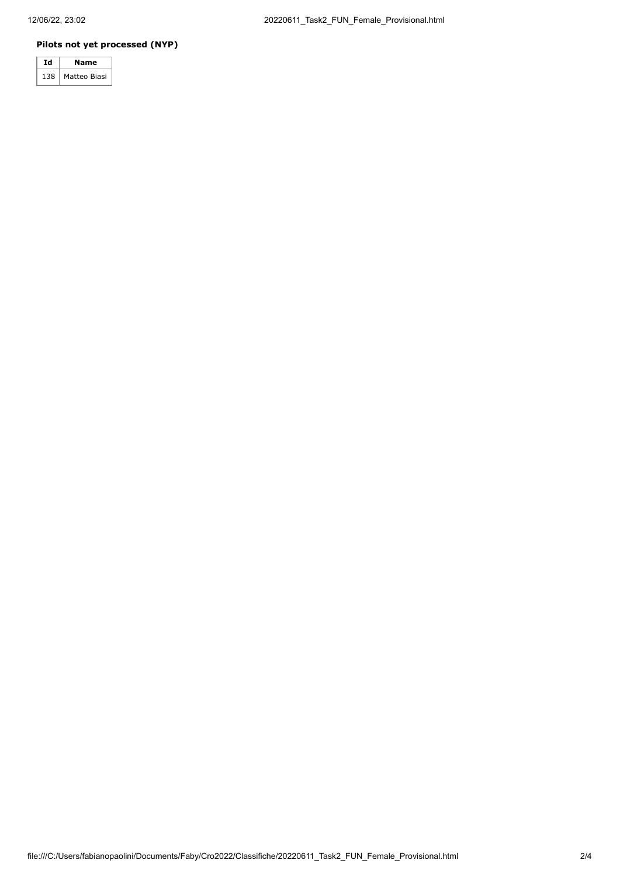**Pilots not yet processed (NYP)**

| Id | Name |
|---|---|
| 138 | Matteo Biasi |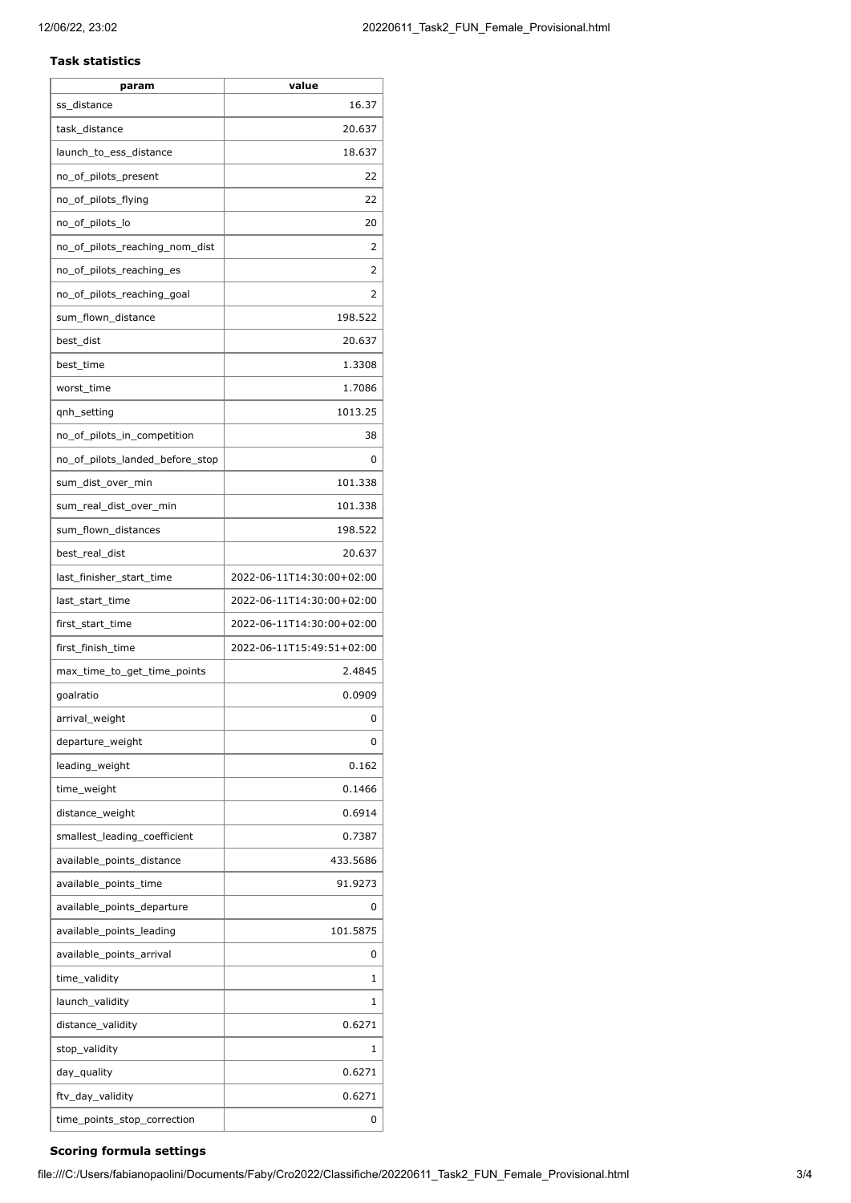**Task statistics**

| param | value |
|---|---|
| ss_distance | 16.37 |
| task_distance | 20.637 |
| launch_to_ess_distance | 18.637 |
| no_of_pilots_present | 22 |
| no_of_pilots_flying | 22 |
| no_of_pilots_lo | 20 |
| no_of_pilots_reaching_nom_dist | 2 |
| no_of_pilots_reaching_es | 2 |
| no_of_pilots_reaching_goal | 2 |
| sum_flown_distance | 198.522 |
| best_dist | 20.637 |
| best_time | 1.3308 |
| worst_time | 1.7086 |
| qnh_setting | 1013.25 |
| no_of_pilots_in_competition | 38 |
| no_of_pilots_landed_before_stop | 0 |
| sum_dist_over_min | 101.338 |
| sum_real_dist_over_min | 101.338 |
| sum_flown_distances | 198.522 |
| best_real_dist | 20.637 |
| last_finisher_start_time | 2022-06-11T14:30:00+02:00 |
| last_start_time | 2022-06-11T14:30:00+02:00 |
| first_start_time | 2022-06-11T14:30:00+02:00 |
| first_finish_time | 2022-06-11T15:49:51+02:00 |
| max_time_to_get_time_points | 2.4845 |
| goalratio | 0.0909 |
| arrival_weight | 0 |
| departure_weight | 0 |
| leading_weight | 0.162 |
| time_weight | 0.1466 |
| distance_weight | 0.6914 |
| smallest_leading_coefficient | 0.7387 |
| available_points_distance | 433.5686 |
| available_points_time | 91.9273 |
| available_points_departure | 0 |
| available_points_leading | 101.5875 |
| available_points_arrival | 0 |
| time_validity | 1 |
| launch_validity | 1 |
| distance_validity | 0.6271 |
| stop_validity | 1 |
| day_quality | 0.6271 |
| ftv_day_validity | 0.6271 |
| time_points_stop_correction | 0 |

**Scoring formula settings**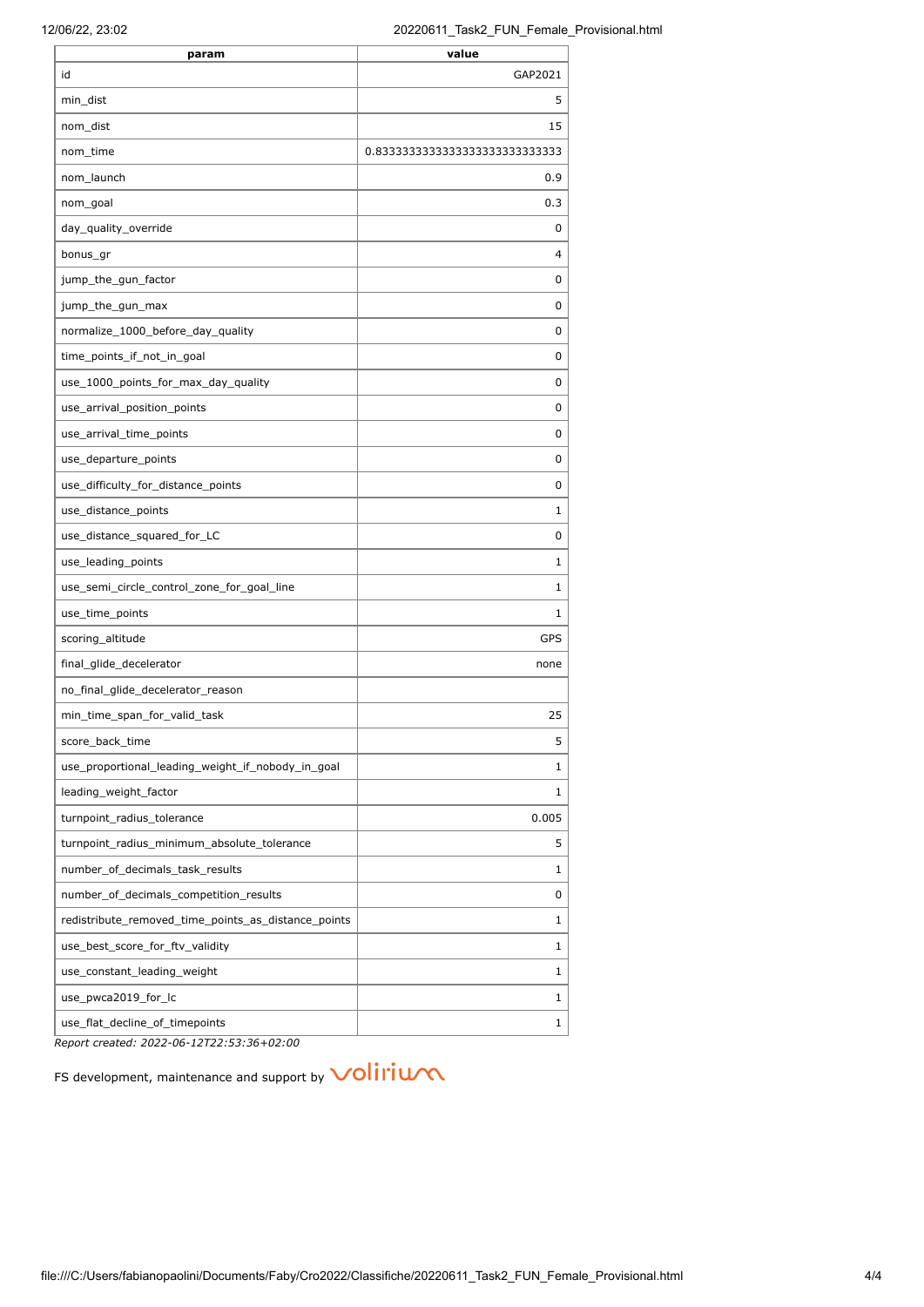| param | value |
| --- | --- |
| id | GAP2021 |
| min_dist | 5 |
| nom_dist | 15 |
| nom_time | 0.83333333333333333333333333333 |
| nom_launch | 0.9 |
| nom_goal | 0.3 |
| day_quality_override | 0 |
| bonus_gr | 4 |
| jump_the_gun_factor | 0 |
| jump_the_gun_max | 0 |
| normalize_1000_before_day_quality | 0 |
| time_points_if_not_in_goal | 0 |
| use_1000_points_for_max_day_quality | 0 |
| use_arrival_position_points | 0 |
| use_arrival_time_points | 0 |
| use_departure_points | 0 |
| use_difficulty_for_distance_points | 0 |
| use_distance_points | 1 |
| use_distance_squared_for_LC | 0 |
| use_leading_points | 1 |
| use_semi_circle_control_zone_for_goal_line | 1 |
| use_time_points | 1 |
| scoring_altitude | GPS |
| final_glide_decelerator | none |
| no_final_glide_decelerator_reason | |
| min_time_span_for_valid_task | 25 |
| score_back_time | 5 |
| use_proportional_leading_weight_if_nobody_in_goal | 1 |
| leading_weight_factor | 1 |
| turnpoint_radius_tolerance | 0.005 |
| turnpoint_radius_minimum_absolute_tolerance | 5 |
| number_of_decimals_task_results | 1 |
| number_of_decimals_competition_results | 0 |
| redistribute_removed_time_points_as_distance_points | 1 |
| use_best_score_for_ftv_validity | 1 |
| use_constant_leading_weight | 1 |
| use_pwca2019_for_lc | 1 |
| use_flat_decline_of_timepoints | 1 |

*Report created: 2022-06-12T22:53:36+02:00*

FS development, maintenance and support by volirium